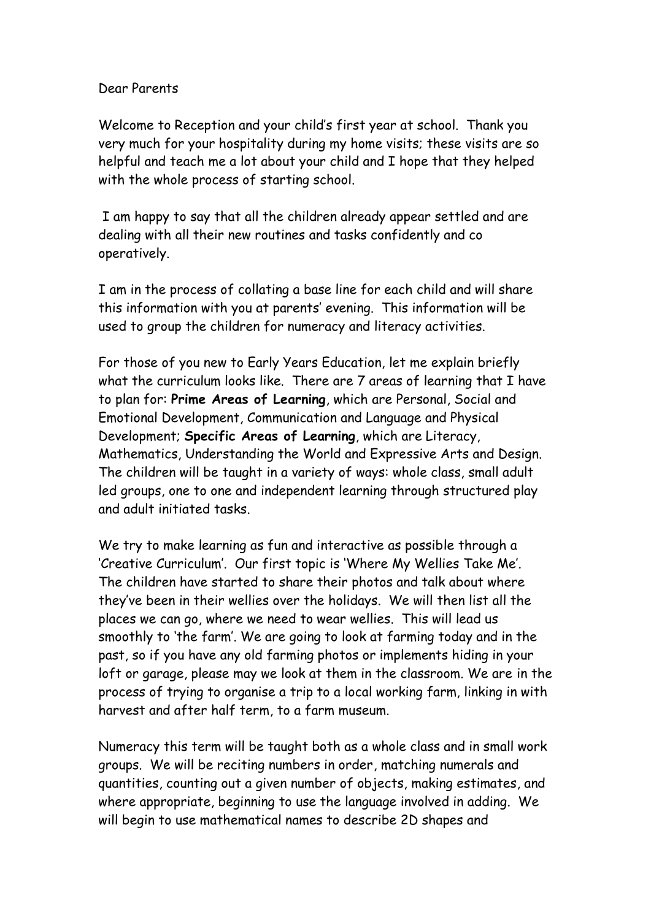Dear Parents

Welcome to Reception and your child's first year at school. Thank you very much for your hospitality during my home visits; these visits are so helpful and teach me a lot about your child and I hope that they helped with the whole process of starting school.

I am happy to say that all the children already appear settled and are dealing with all their new routines and tasks confidently and co operatively.

I am in the process of collating a base line for each child and will share this information with you at parents' evening. This information will be used to group the children for numeracy and literacy activities.

For those of you new to Early Years Education, let me explain briefly what the curriculum looks like. There are 7 areas of learning that I have to plan for: **Prime Areas of Learning**, which are Personal, Social and Emotional Development, Communication and Language and Physical Development; **Specific Areas of Learning**, which are Literacy, Mathematics, Understanding the World and Expressive Arts and Design. The children will be taught in a variety of ways: whole class, small adult led groups, one to one and independent learning through structured play and adult initiated tasks.

We try to make learning as fun and interactive as possible through a 'Creative Curriculum'. Our first topic is 'Where My Wellies Take Me'. The children have started to share their photos and talk about where they've been in their wellies over the holidays. We will then list all the places we can go, where we need to wear wellies. This will lead us smoothly to 'the farm'. We are going to look at farming today and in the past, so if you have any old farming photos or implements hiding in your loft or garage, please may we look at them in the classroom. We are in the process of trying to organise a trip to a local working farm, linking in with harvest and after half term, to a farm museum.

Numeracy this term will be taught both as a whole class and in small work groups. We will be reciting numbers in order, matching numerals and quantities, counting out a given number of objects, making estimates, and where appropriate, beginning to use the language involved in adding. We will begin to use mathematical names to describe 2D shapes and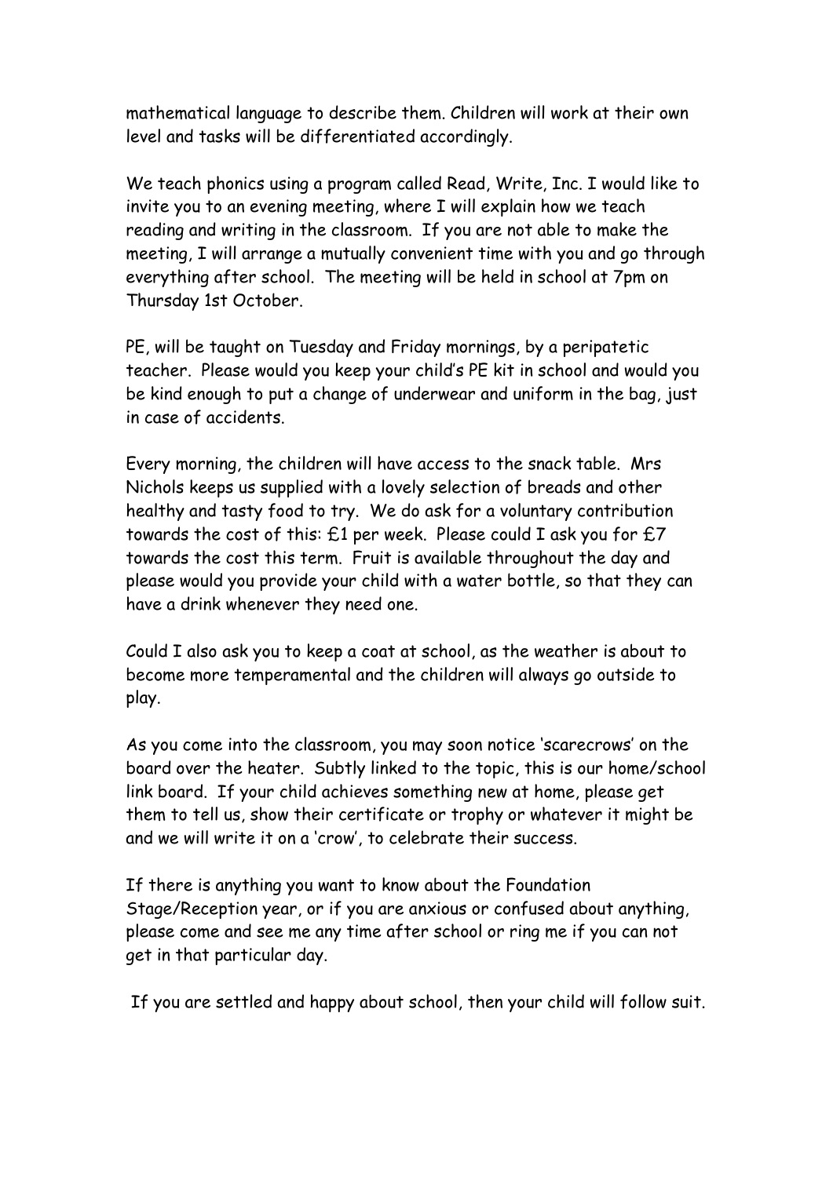mathematical language to describe them. Children will work at their own level and tasks will be differentiated accordingly.

We teach phonics using a program called Read, Write, Inc. I would like to invite you to an evening meeting, where I will explain how we teach reading and writing in the classroom.  If you are not able to make the meeting, I will arrange a mutually convenient time with you and go through everything after school.  The meeting will be held in school at 7pm on Thursday 1st October.

PE, will be taught on Tuesday and Friday mornings, by a peripatetic teacher.  Please would you keep your child's PE kit in school and would you be kind enough to put a change of underwear and uniform in the bag, just in case of accidents.

Every morning, the children will have access to the snack table.  Mrs Nichols keeps us supplied with a lovely selection of breads and other healthy and tasty food to try.  We do ask for a voluntary contribution towards the cost of this: £1 per week.  Please could I ask you for £7 towards the cost this term.  Fruit is available throughout the day and please would you provide your child with a water bottle, so that they can have a drink whenever they need one.

Could I also ask you to keep a coat at school, as the weather is about to become more temperamental and the children will always go outside to play.

As you come into the classroom, you may soon notice 'scarecrows' on the board over the heater.  Subtly linked to the topic, this is our home/school link board.  If your child achieves something new at home, please get them to tell us, show their certificate or trophy or whatever it might be and we will write it on a 'crow', to celebrate their success.

If there is anything you want to know about the Foundation Stage/Reception year, or if you are anxious or confused about anything, please come and see me any time after school or ring me if you can not get in that particular day.

If you are settled and happy about school, then your child will follow suit.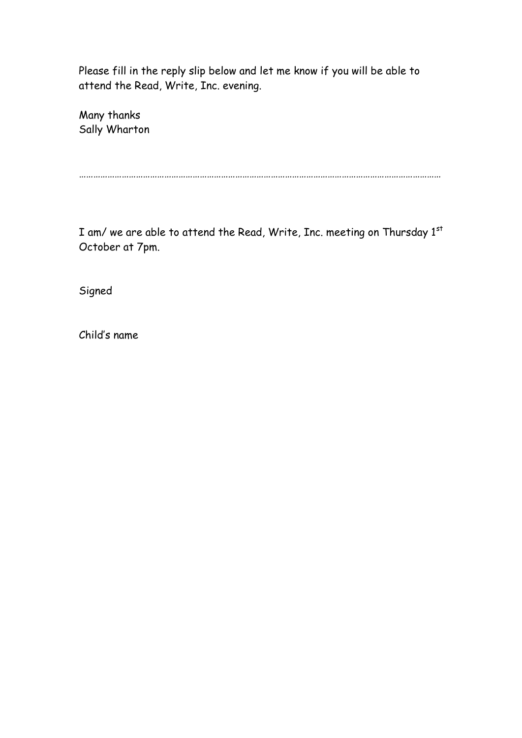Please fill in the reply slip below and let me know if you will be able to attend the Read, Write, Inc. evening.

Many thanks
Sally Wharton

……………………………………………………………………………………………………………………………………

I am/ we are able to attend the Read, Write, Inc. meeting on Thursday 1st October at 7pm.

Signed

Child's name